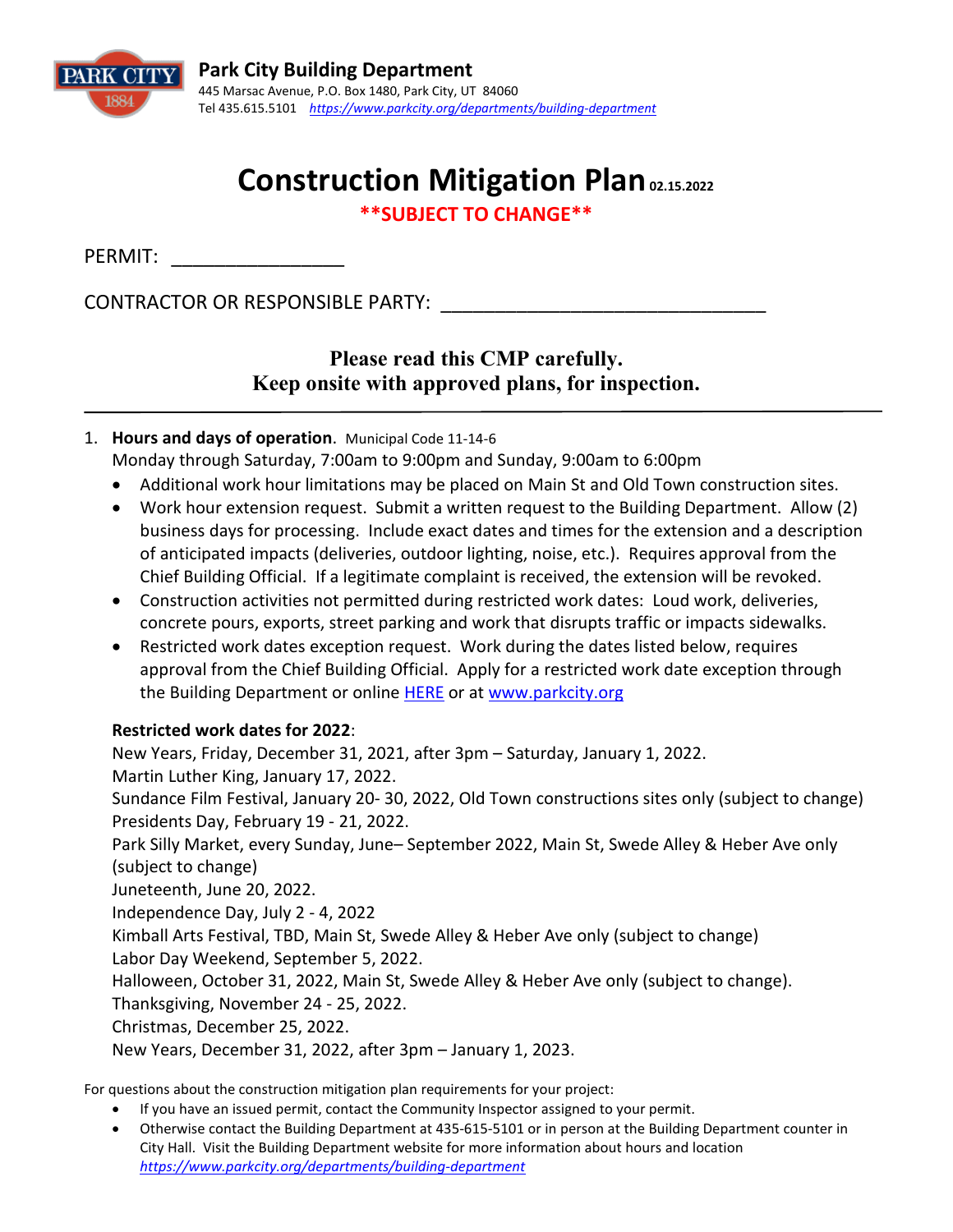**Park City Building Department**
445 Marsac Avenue, P.O. Box 1480, Park City, UT 84060
Tel 435.615.5101 *https://www.parkcity.org/departments/building-department*

# Construction Mitigation Plan 02.15.2022

**\*\*SUBJECT TO CHANGE\*\***

PERMIT: ________________

CONTRACTOR OR RESPONSIBLE PARTY: ______________________________

**Please read this CMP carefully.**
**Keep onsite with approved plans, for inspection.**

---

1. **Hours and days of operation**. Municipal Code 11-14-6
   Monday through Saturday, 7:00am to 9:00pm and Sunday, 9:00am to 6:00pm
   - Additional work hour limitations may be placed on Main St and Old Town construction sites.
   - Work hour extension request. Submit a written request to the Building Department. Allow (2) business days for processing. Include exact dates and times for the extension and a description of anticipated impacts (deliveries, outdoor lighting, noise, etc.). Requires approval from the Chief Building Official. If a legitimate complaint is received, the extension will be revoked.
   - Construction activities not permitted during restricted work dates: Loud work, deliveries, concrete pours, exports, street parking and work that disrupts traffic or impacts sidewalks.
   - Restricted work dates exception request. Work during the dates listed below, requires approval from the Chief Building Official. Apply for a restricted work date exception through the Building Department or online HERE or at www.parkcity.org

   **Restricted work dates for 2022**:
   New Years, Friday, December 31, 2021, after 3pm – Saturday, January 1, 2022.
   Martin Luther King, January 17, 2022.
   Sundance Film Festival, January 20- 30, 2022, Old Town constructions sites only (subject to change)
   Presidents Day, February 19 - 21, 2022.
   Park Silly Market, every Sunday, June– September 2022, Main St, Swede Alley & Heber Ave only (subject to change)
   Juneteenth, June 20, 2022.
   Independence Day, July 2 - 4, 2022
   Kimball Arts Festival, TBD, Main St, Swede Alley & Heber Ave only (subject to change)
   Labor Day Weekend, September 5, 2022.
   Halloween, October 31, 2022, Main St, Swede Alley & Heber Ave only (subject to change).
   Thanksgiving, November 24 - 25, 2022.
   Christmas, December 25, 2022.
   New Years, December 31, 2022, after 3pm – January 1, 2023.

For questions about the construction mitigation plan requirements for your project:
- If you have an issued permit, contact the Community Inspector assigned to your permit.
- Otherwise contact the Building Department at 435-615-5101 or in person at the Building Department counter in City Hall. Visit the Building Department website for more information about hours and location *https://www.parkcity.org/departments/building-department*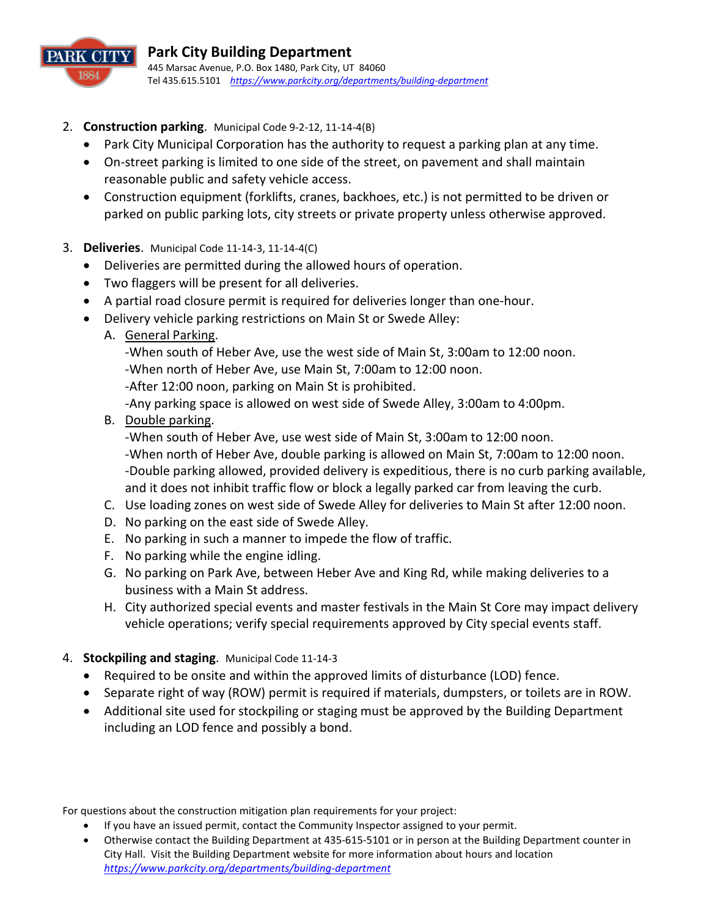2. **Construction parking**. Municipal Code 9-2-12, 11-14-4(B)
   - Park City Municipal Corporation has the authority to request a parking plan at any time.
   - On-street parking is limited to one side of the street, on pavement and shall maintain reasonable public and safety vehicle access.
   - Construction equipment (forklifts, cranes, backhoes, etc.) is not permitted to be driven or parked on public parking lots, city streets or private property unless otherwise approved.

3. **Deliveries**. Municipal Code 11-14-3, 11-14-4(C)
   - Deliveries are permitted during the allowed hours of operation.
   - Two flaggers will be present for all deliveries.
   - A partial road closure permit is required for deliveries longer than one-hour.
   - Delivery vehicle parking restrictions on Main St or Swede Alley:
     - A. General Parking.
       - -When south of Heber Ave, use the west side of Main St, 3:00am to 12:00 noon.
       - -When north of Heber Ave, use Main St, 7:00am to 12:00 noon.
       - -After 12:00 noon, parking on Main St is prohibited.
       - -Any parking space is allowed on west side of Swede Alley, 3:00am to 4:00pm.
     - B. Double parking.
       - -When south of Heber Ave, use west side of Main St, 3:00am to 12:00 noon.
       - -When north of Heber Ave, double parking is allowed on Main St, 7:00am to 12:00 noon.
       - -Double parking allowed, provided delivery is expeditious, there is no curb parking available, and it does not inhibit traffic flow or block a legally parked car from leaving the curb.
     - C. Use loading zones on west side of Swede Alley for deliveries to Main St after 12:00 noon.
     - D. No parking on the east side of Swede Alley.
     - E. No parking in such a manner to impede the flow of traffic.
     - F. No parking while the engine idling.
     - G. No parking on Park Ave, between Heber Ave and King Rd, while making deliveries to a business with a Main St address.
     - H. City authorized special events and master festivals in the Main St Core may impact delivery vehicle operations; verify special requirements approved by City special events staff.

4. **Stockpiling and staging**. Municipal Code 11-14-3
   - Required to be onsite and within the approved limits of disturbance (LOD) fence.
   - Separate right of way (ROW) permit is required if materials, dumpsters, or toilets are in ROW.
   - Additional site used for stockpiling or staging must be approved by the Building Department including an LOD fence and possibly a bond.

For questions about the construction mitigation plan requirements for your project:

- If you have an issued permit, contact the Community Inspector assigned to your permit.
- Otherwise contact the Building Department at 435-615-5101 or in person at the Building Department counter in City Hall. Visit the Building Department website for more information about hours and location https://www.parkcity.org/departments/building-department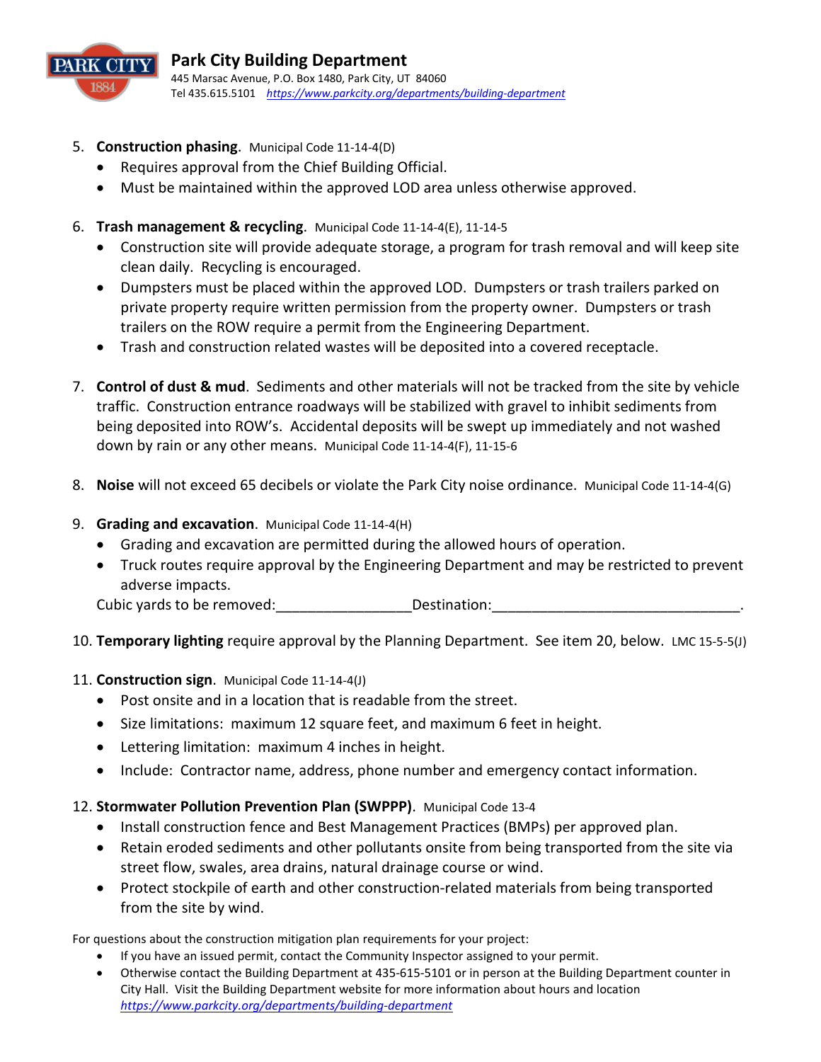5. **Construction phasing**. Municipal Code 11-14-4(D)
    - Requires approval from the Chief Building Official.
    - Must be maintained within the approved LOD area unless otherwise approved.

6. **Trash management & recycling**. Municipal Code 11-14-4(E), 11-14-5
    - Construction site will provide adequate storage, a program for trash removal and will keep site clean daily. Recycling is encouraged.
    - Dumpsters must be placed within the approved LOD. Dumpsters or trash trailers parked on private property require written permission from the property owner. Dumpsters or trash trailers on the ROW require a permit from the Engineering Department.
    - Trash and construction related wastes will be deposited into a covered receptacle.

7. **Control of dust & mud**. Sediments and other materials will not be tracked from the site by vehicle traffic. Construction entrance roadways will be stabilized with gravel to inhibit sediments from being deposited into ROW's. Accidental deposits will be swept up immediately and not washed down by rain or any other means. Municipal Code 11-14-4(F), 11-15-6

8. **Noise** will not exceed 65 decibels or violate the Park City noise ordinance. Municipal Code 11-14-4(G)

9. **Grading and excavation**. Municipal Code 11-14-4(H)
    - Grading and excavation are permitted during the allowed hours of operation.
    - Truck routes require approval by the Engineering Department and may be restricted to prevent adverse impacts.

    Cubic yards to be removed:________________ Destination:______________________________.

10. **Temporary lighting** require approval by the Planning Department. See item 20, below. LMC 15-5-5(J)

11. **Construction sign**. Municipal Code 11-14-4(J)
    - Post onsite and in a location that is readable from the street.
    - Size limitations: maximum 12 square feet, and maximum 6 feet in height.
    - Lettering limitation: maximum 4 inches in height.
    - Include: Contractor name, address, phone number and emergency contact information.

12. **Stormwater Pollution Prevention Plan (SWPPP)**. Municipal Code 13-4
    - Install construction fence and Best Management Practices (BMPs) per approved plan.
    - Retain eroded sediments and other pollutants onsite from being transported from the site via street flow, swales, area drains, natural drainage course or wind.
    - Protect stockpile of earth and other construction-related materials from being transported from the site by wind.

For questions about the construction mitigation plan requirements for your project:

- If you have an issued permit, contact the Community Inspector assigned to your permit.
- Otherwise contact the Building Department at 435-615-5101 or in person at the Building Department counter in City Hall. Visit the Building Department website for more information about hours and location https://www.parkcity.org/departments/building-department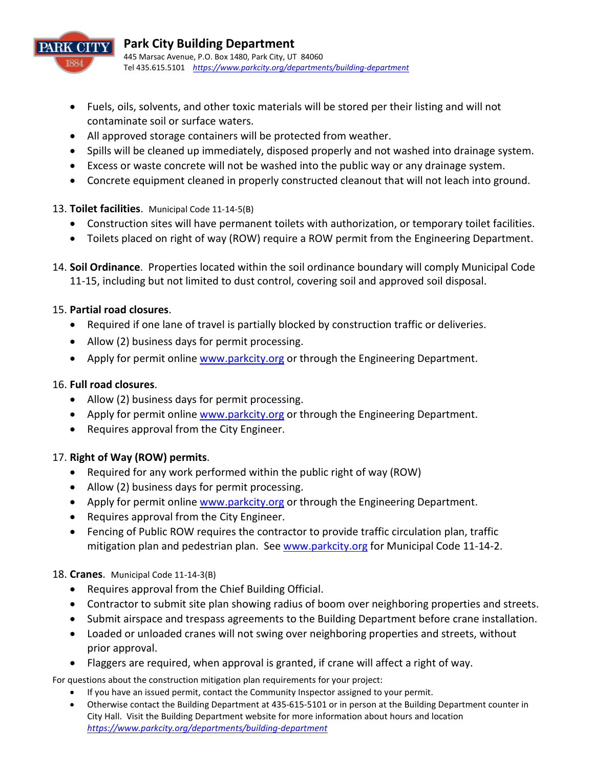- Fuels, oils, solvents, and other toxic materials will be stored per their listing and will not contaminate soil or surface waters.
- All approved storage containers will be protected from weather.
- Spills will be cleaned up immediately, disposed properly and not washed into drainage system.
- Excess or waste concrete will not be washed into the public way or any drainage system.
- Concrete equipment cleaned in properly constructed cleanout that will not leach into ground.

13. **Toilet facilities**. Municipal Code 11-14-5(B)
    - Construction sites will have permanent toilets with authorization, or temporary toilet facilities.
    - Toilets placed on right of way (ROW) require a ROW permit from the Engineering Department.

14. **Soil Ordinance**. Properties located within the soil ordinance boundary will comply Municipal Code 11-15, including but not limited to dust control, covering soil and approved soil disposal.

15. **Partial road closures**.
    - Required if one lane of travel is partially blocked by construction traffic or deliveries.
    - Allow (2) business days for permit processing.
    - Apply for permit online www.parkcity.org or through the Engineering Department.

16. **Full road closures**.
    - Allow (2) business days for permit processing.
    - Apply for permit online www.parkcity.org or through the Engineering Department.
    - Requires approval from the City Engineer.

17. **Right of Way (ROW) permits**.
    - Required for any work performed within the public right of way (ROW)
    - Allow (2) business days for permit processing.
    - Apply for permit online www.parkcity.org or through the Engineering Department.
    - Requires approval from the City Engineer.
    - Fencing of Public ROW requires the contractor to provide traffic circulation plan, traffic mitigation plan and pedestrian plan. See www.parkcity.org for Municipal Code 11-14-2.

18. **Cranes**. Municipal Code 11-14-3(B)
    - Requires approval from the Chief Building Official.
    - Contractor to submit site plan showing radius of boom over neighboring properties and streets.
    - Submit airspace and trespass agreements to the Building Department before crane installation.
    - Loaded or unloaded cranes will not swing over neighboring properties and streets, without prior approval.
    - Flaggers are required, when approval is granted, if crane will affect a right of way.

For questions about the construction mitigation plan requirements for your project:

- If you have an issued permit, contact the Community Inspector assigned to your permit.
- Otherwise contact the Building Department at 435-615-5101 or in person at the Building Department counter in City Hall. Visit the Building Department website for more information about hours and location *https://www.parkcity.org/departments/building-department*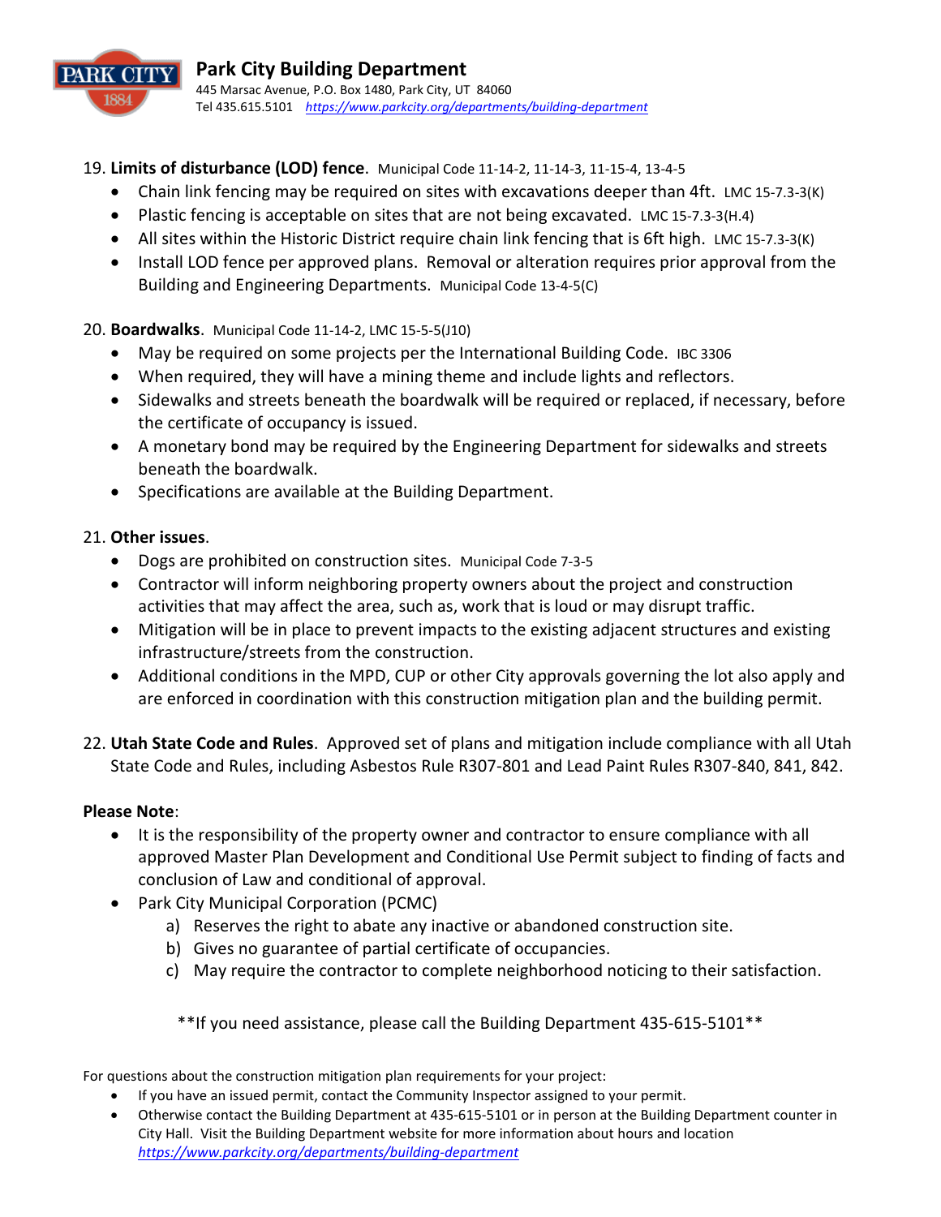19. **Limits of disturbance (LOD) fence**. Municipal Code 11-14-2, 11-14-3, 11-15-4, 13-4-5
    - Chain link fencing may be required on sites with excavations deeper than 4ft. LMC 15-7.3-3(K)
    - Plastic fencing is acceptable on sites that are not being excavated. LMC 15-7.3-3(H.4)
    - All sites within the Historic District require chain link fencing that is 6ft high. LMC 15-7.3-3(K)
    - Install LOD fence per approved plans. Removal or alteration requires prior approval from the Building and Engineering Departments. Municipal Code 13-4-5(C)

20. **Boardwalks**. Municipal Code 11-14-2, LMC 15-5-5(J10)
    - May be required on some projects per the International Building Code. IBC 3306
    - When required, they will have a mining theme and include lights and reflectors.
    - Sidewalks and streets beneath the boardwalk will be required or replaced, if necessary, before the certificate of occupancy is issued.
    - A monetary bond may be required by the Engineering Department for sidewalks and streets beneath the boardwalk.
    - Specifications are available at the Building Department.

21. **Other issues**.
    - Dogs are prohibited on construction sites. Municipal Code 7-3-5
    - Contractor will inform neighboring property owners about the project and construction activities that may affect the area, such as, work that is loud or may disrupt traffic.
    - Mitigation will be in place to prevent impacts to the existing adjacent structures and existing infrastructure/streets from the construction.
    - Additional conditions in the MPD, CUP or other City approvals governing the lot also apply and are enforced in coordination with this construction mitigation plan and the building permit.

22. **Utah State Code and Rules**. Approved set of plans and mitigation include compliance with all Utah State Code and Rules, including Asbestos Rule R307-801 and Lead Paint Rules R307-840, 841, 842.

**Please Note**:

- It is the responsibility of the property owner and contractor to ensure compliance with all approved Master Plan Development and Conditional Use Permit subject to finding of facts and conclusion of Law and conditional of approval.
- Park City Municipal Corporation (PCMC)
    a) Reserves the right to abate any inactive or abandoned construction site.
    b) Gives no guarantee of partial certificate of occupancies.
    c) May require the contractor to complete neighborhood noticing to their satisfaction.

**If you need assistance, please call the Building Department 435-615-5101**

For questions about the construction mitigation plan requirements for your project:

- If you have an issued permit, contact the Community Inspector assigned to your permit.
- Otherwise contact the Building Department at 435-615-5101 or in person at the Building Department counter in City Hall. Visit the Building Department website for more information about hours and location https://www.parkcity.org/departments/building-department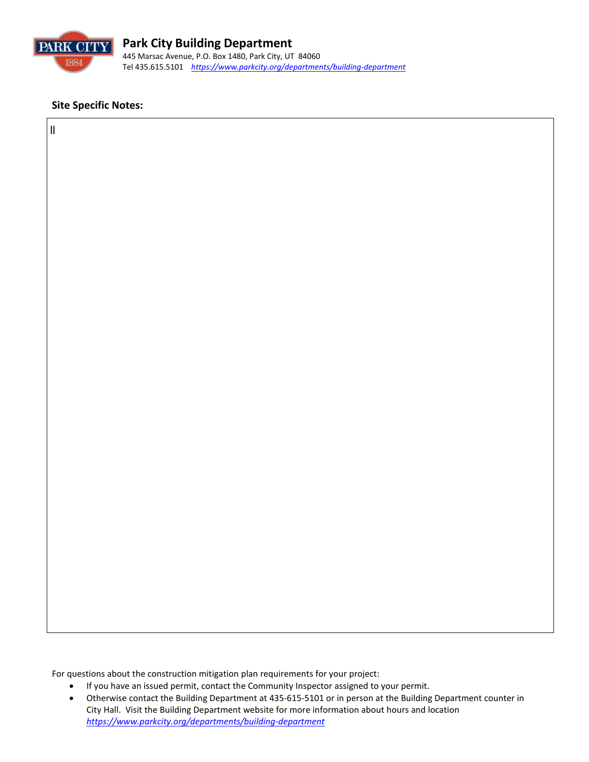**Park City Building Department**

445 Marsac Avenue, P.O. Box 1480, Park City, UT 84060

Tel 435.615.5101 *https://www.parkcity.org/departments/building-department*

**Site Specific Notes:**

| |
|---|
| ll |

For questions about the construction mitigation plan requirements for your project:

- If you have an issued permit, contact the Community Inspector assigned to your permit.
- Otherwise contact the Building Department at 435-615-5101 or in person at the Building Department counter in City Hall. Visit the Building Department website for more information about hours and location *https://www.parkcity.org/departments/building-department*